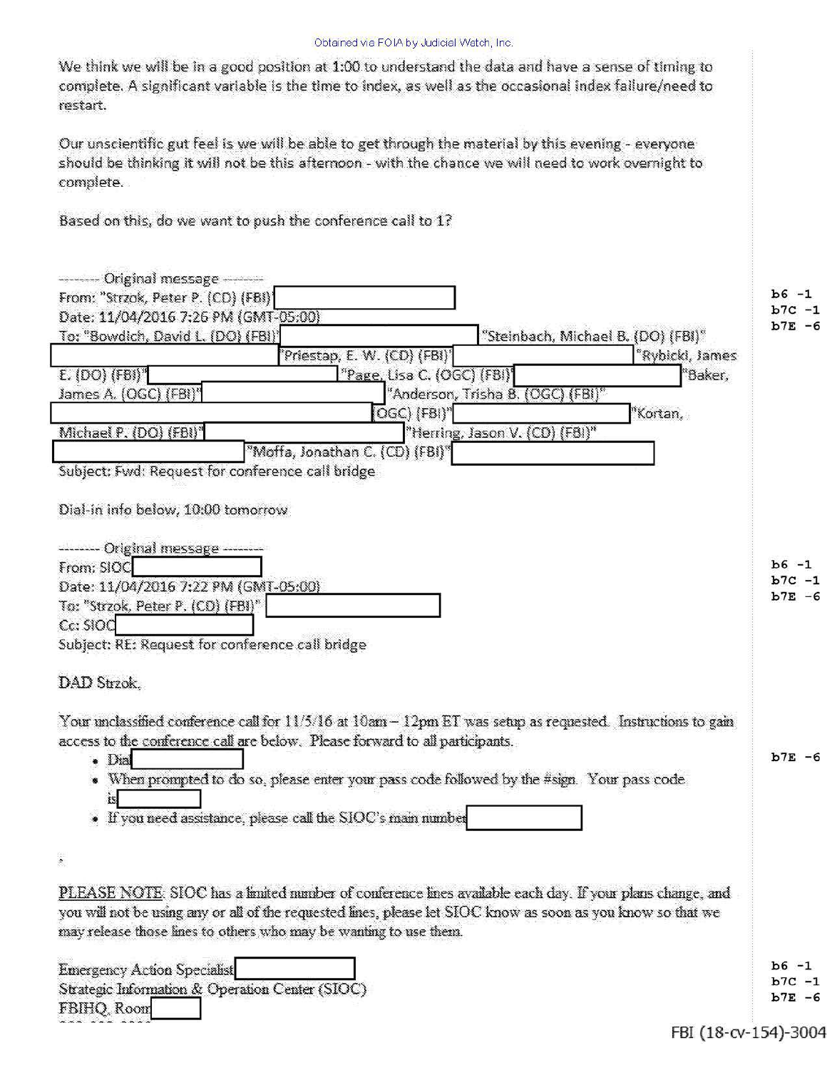Obtained via FOIA by Judicial Watch, Inc.

We think we will be in a good position at 1:00 to understand the data and have a sense of timing to complete. A significant variable is the time to index, as well as the occasional index failure/need to restart.

Our unscientific gut feel is we will be able to get through the material by this evening - everyone should be thinking it will not be this afternoon - with the chance we will need to work overnight to complete.

Based on this, do we want to push the conference call to 1?

-------- Original message --------
From: "Strzok, Peter P. (CD) (FBI)" [redacted]
Date: 11/04/2016 7:26 PM (GMT-05:00)
To: "Bowdich, David L. (DO) (FBI)" [redacted] "Steinbach, Michael B. (DO) (FBI)" [redacted] "Priestap, E. W. (CD) (FBI)" [redacted] "Rybicki, James E. (DO) (FBI)" [redacted] "Page, Lisa C. (OGC) (FBI)" [redacted] "Baker, James A. (OGC) (FBI)" [redacted] "Anderson, Trisha B. (OGC) (FBI)" [redacted] (OGC) (FBI)" [redacted] "Kortan, Michael P. (DO) (FBI)" [redacted] "Herring, Jason V. (CD) (FBI)" [redacted] "Moffa, Jonathan C. (CD) (FBI)" [redacted]
Subject: Fwd: Request for conference call bridge

b6 -1
b7C -1
b7E -6

Dial-in info below, 10:00 tomorrow

-------- Original message --------
From: SIOC [redacted]
Date: 11/04/2016 7:22 PM (GMT-05:00)
To: "Strzok, Peter P. (CD) (FBI)" [redacted]
Cc: SIOC [redacted]
Subject: RE: Request for conference call bridge

b6 -1
b7C -1
b7E -6

DAD Strzok,

Your unclassified conference call for 11/5/16 at 10am – 12pm ET was setup as requested. Instructions to gain access to the conference call are below. Please forward to all participants.

- Dial [redacted]
- When prompted to do so, please enter your pass code followed by the #sign. Your pass code is [redacted]
- If you need assistance, please call the SIOC's main number [redacted]

b7E -6

PLEASE NOTE: SIOC has a limited number of conference lines available each day. If your plans change, and you will not be using any or all of the requested lines, please let SIOC know as soon as you know so that we may release those lines to others who may be wanting to use them.

Emergency Action Specialist [redacted]
Strategic Information & Operation Center (SIOC)
FBIHQ, Room [redacted]

b6 -1
b7C -1
b7E -6

FBI (18-cv-154)-3004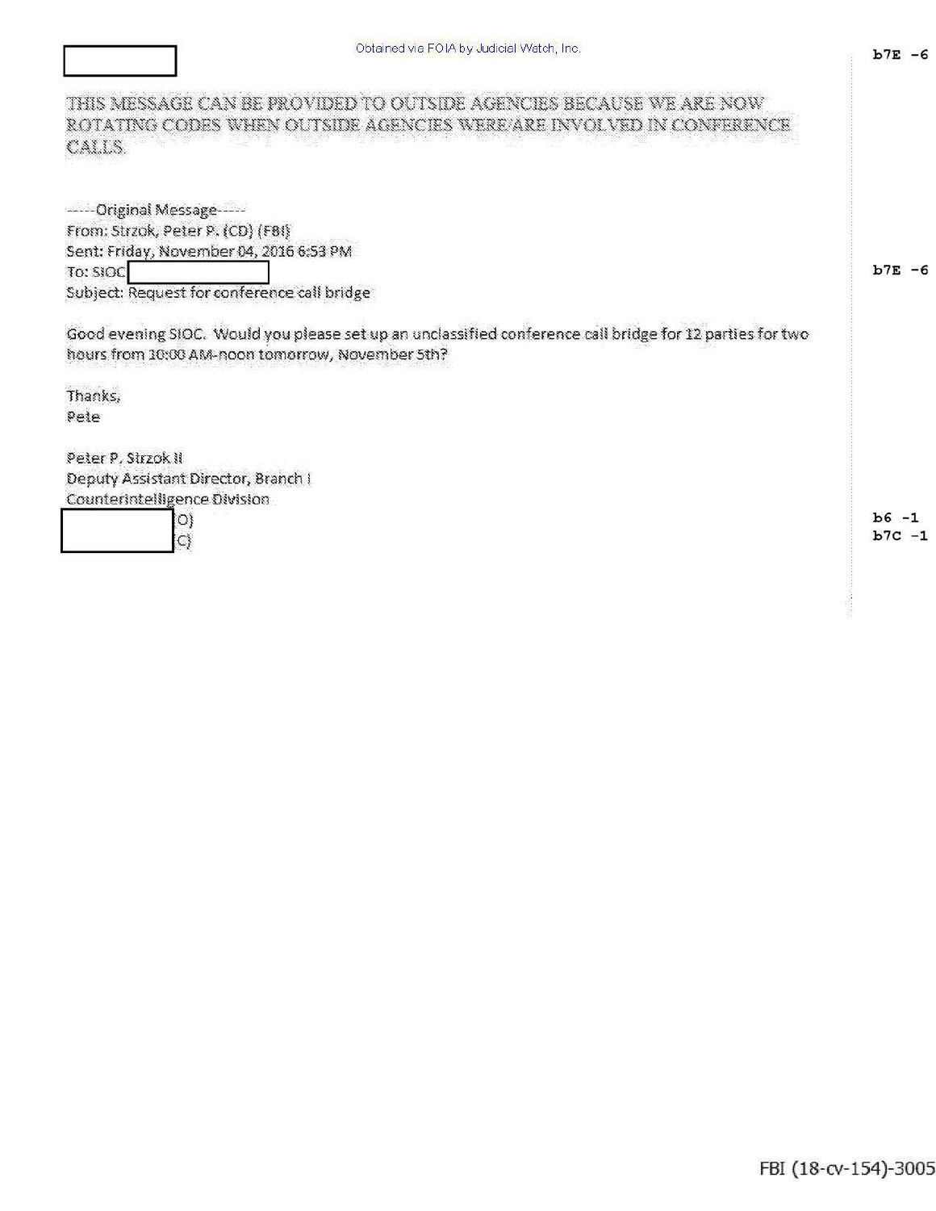Obtained via FOIA by Judicial Watch, Inc.

[redacted] b7E -6

THIS MESSAGE CAN BE PROVIDED TO OUTSIDE AGENCIES BECAUSE WE ARE NOW ROTATING CODES WHEN OUTSIDE AGENCIES WERE/ARE INVOLVED IN CONFERENCE CALLS.

-----Original Message-----
From: Strzok, Peter P. (CD) (FBI)
Sent: Friday, November 04, 2016 6:53 PM
To: SIOC [redacted] b7E -6
Subject: Request for conference call bridge

Good evening SIOC. Would you please set up an unclassified conference call bridge for 12 parties for two hours from 10:00 AM-noon tomorrow, November 5th?

Thanks,
Pete

Peter P. Strzok II
Deputy Assistant Director, Branch I
Counterintelligence Division
[redacted] (O) b6 -1
[redacted] (C) b7C -1

FBI (18-cv-154)-3005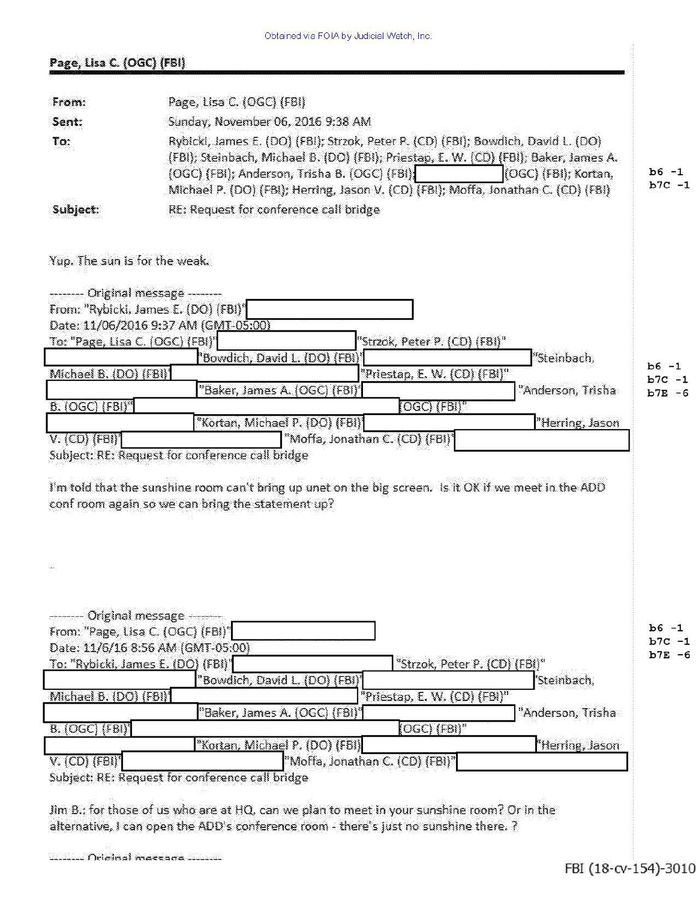Obtained via FOIA by Judicial Watch, Inc.

**Page, Lisa C. (OGC) (FBI)**

| | |
|---|---|
| **From:** | Page, Lisa C. (OGC) (FBI) |
| **Sent:** | Sunday, November 06, 2016 9:38 AM |
| **To:** | Rybicki, James E. (DO) (FBI); Strzok, Peter P. (CD) (FBI); Bowdich, David L. (DO) (FBI); Steinbach, Michael B. (DO) (FBI); Priestap, E. W. (CD) (FBI); Baker, James A. (OGC) (FBI); Anderson, Trisha B. (OGC) (FBI); [redacted] (OGC) (FBI); Kortan, Michael P. (DO) (FBI); Herring, Jason V. (CD) (FBI); Moffa, Jonathan C. (CD) (FBI) |
| **Subject:** | RE: Request for conference call bridge |

b6 -1
b7C -1

Yup. The sun is for the weak.

-------- Original message --------
From: "Rybicki, James E. (DO) (FBI)" [redacted]
Date: 11/06/2016 9:37 AM (GMT-05:00)
To: "Page, Lisa C. (OGC) (FBI)" [redacted] "Strzok, Peter P. (CD) (FBI)" [redacted] "Bowdich, David L. (DO) (FBI)" [redacted] "Steinbach, Michael B. (DO) (FBI)" [redacted] "Priestap, E. W. (CD) (FBI)" [redacted] "Baker, James A. (OGC) (FBI)" [redacted] "Anderson, Trisha B. (OGC) (FBI)" [redacted] (OGC) (FBI)" [redacted] "Kortan, Michael P. (DO) (FBI)" [redacted] "Herring, Jason V. (CD) (FBI)" [redacted] "Moffa, Jonathan C. (CD) (FBI)" [redacted]
Subject: RE: Request for conference call bridge

b6 -1
b7C -1
b7E -6

I'm told that the sunshine room can't bring up unet on the big screen. Is it OK if we meet in the ADD conf room again so we can bring the statement up?

-------- Original message --------
From: "Page, Lisa C. (OGC) (FBI)" [redacted]
Date: 11/6/16 8:56 AM (GMT-05:00)
To: "Rybicki, James E. (DO) (FBI)" [redacted] "Strzok, Peter P. (CD) (FBI)" [redacted] "Bowdich, David L. (DO) (FBI)" [redacted] "Steinbach, Michael B. (DO) (FBI)" [redacted] "Priestap, E. W. (CD) (FBI)" [redacted] "Baker, James A. (OGC) (FBI)" [redacted] "Anderson, Trisha B. (OGC) (FBI)" [redacted] (OGC) (FBI)" [redacted] "Kortan, Michael P. (DO) (FBI)" [redacted] "Herring, Jason V. (CD) (FBI)" [redacted] "Moffa, Jonathan C. (CD) (FBI)" [redacted]
Subject: RE: Request for conference call bridge

b6 -1
b7C -1
b7E -6

Jim B.: for those of us who are at HQ, can we plan to meet in your sunshine room? Or in the alternative, I can open the ADD's conference room - there's just no sunshine there. ?

-------- Original message --------

FBI (18-cv-154)-3010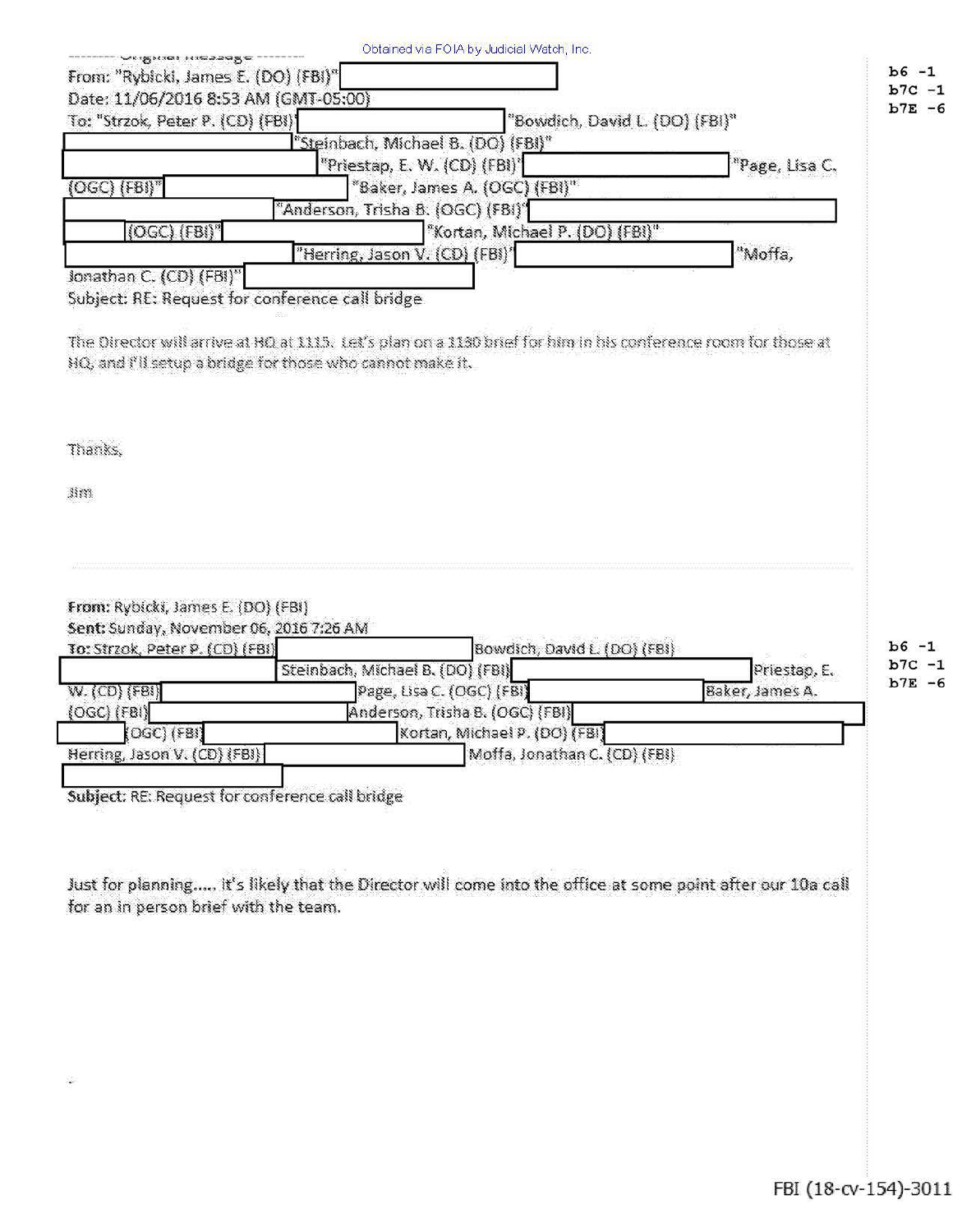-------- Original message --------
From: "Rybicki, James E. (DO) (FBI)"
Date: 11/06/2016 8:53 AM (GMT-05:00)
To: "Strzok, Peter P. (CD) (FBI)" "Bowdich, David L. (DO) (FBI)" "Steinbach, Michael B. (DO) (FBI)" "Priestap, E. W. (CD) (FBI)" "Page, Lisa C. (OGC) (FBI)" "Baker, James A. (OGC) (FBI)" "Anderson, Trisha B. (OGC) (FBI)" (OGC) (FBI)" "Kortan, Michael P. (DO) (FBI)" "Herring, Jason V. (CD) (FBI)" "Moffa, Jonathan C. (CD) (FBI)"
Subject: RE: Request for conference call bridge

b6 -1
b7C -1
b7E -6

The Director will arrive at HQ at 1115. Let's plan on a 1130 brief for him in his conference room for those at HQ, and I'll setup a bridge for those who cannot make it.

Thanks,

Jim

---

**From:** Rybicki, James E. (DO) (FBI)
**Sent:** Sunday, November 06, 2016 7:26 AM
**To:** Strzok, Peter P. (CD) (FBI) Bowdich, David L. (DO) (FBI) Steinbach, Michael B. (DO) (FBI) Priestap, E. W. (CD) (FBI) Page, Lisa C. (OGC) (FBI) Baker, James A. (OGC) (FBI) Anderson, Trisha B. (OGC) (FBI) (OGC) (FBI) Kortan, Michael P. (DO) (FBI) Herring, Jason V. (CD) (FBI) Moffa, Jonathan C. (CD) (FBI)
**Subject:** RE: Request for conference call bridge

b6 -1
b7C -1
b7E -6

Just for planning..... it's likely that the Director will come into the office at some point after our 10a call for an in person brief with the team.

FBI (18-cv-154)-3011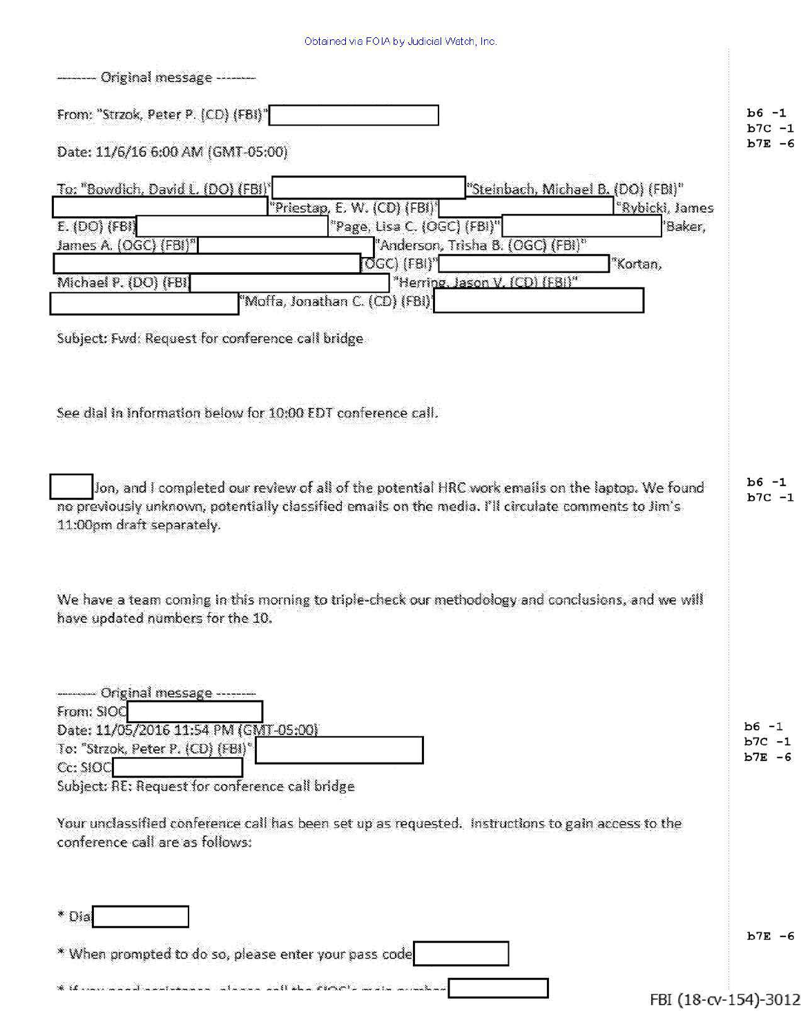Obtained via FOIA by Judicial Watch, Inc.

-------- Original message --------

From: "Strzok, Peter P. (CD) (FBI)" [redacted]

Date: 11/6/16 6:00 AM (GMT-05:00)

To: "Bowdich, David L. (DO) (FBI)" [redacted] "Steinbach, Michael B. (DO) (FBI)" [redacted] "Priestap, E. W. (CD) (FBI)" [redacted] "Rybicki, James E. (DO) (FBI) [redacted] "Page, Lisa C. (OGC) (FBI)" [redacted] "Baker, James A. (OGC) (FBI)" [redacted] "Anderson, Trisha B. (OGC) (FBI)" [redacted] (OGC) (FBI)" [redacted] "Kortan, Michael P. (DO) (FBI) [redacted] "Herring, Jason V. (CD) (FBI)" [redacted] "Moffa, Jonathan C. (CD) (FBI) [redacted]

b6 -1
b7C -1
b7E -6

Subject: Fwd: Request for conference call bridge

See dial in information below for 10:00 EDT conference call.

[redacted] Jon, and I completed our review of all of the potential HRC work emails on the laptop. We found no previously unknown, potentially classified emails on the media. I'll circulate comments to Jim's 11:00pm draft separately.

b6 -1
b7C -1

We have a team coming in this morning to triple-check our methodology and conclusions, and we will have updated numbers for the 10.

-------- Original message --------
From: SIOC [redacted]
Date: 11/05/2016 11:54 PM (GMT-05:00)
To: "Strzok, Peter P. (CD) (FBI)" [redacted]
Cc: SIOC [redacted]
Subject: RE: Request for conference call bridge

b6 -1
b7C -1
b7E -6

Your unclassified conference call has been set up as requested. Instructions to gain access to the conference call are as follows:

* Dial [redacted]

* When prompted to do so, please enter your pass code [redacted]

* If you need assistance, please call the SIOC's main number [redacted]

b7E -6

FBI (18-cv-154)-3012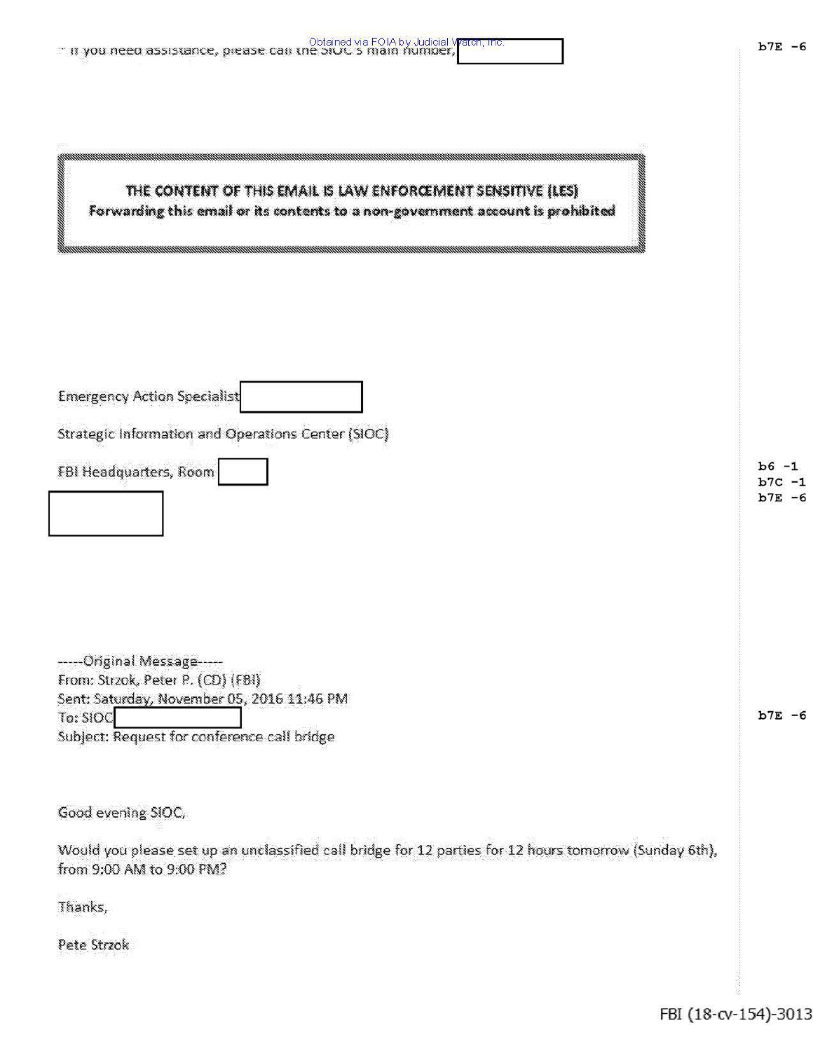* If you need assistance, please call the SIOC's main number, [REDACTED] b7E -6

**THE CONTENT OF THIS EMAIL IS LAW ENFORCEMENT SENSITIVE (LES)**
**Forwarding this email or its contents to a non-government account is prohibited**

Emergency Action Specialist [REDACTED]

Strategic Information and Operations Center (SIOC)

FBI Headquarters, Room [REDACTED]

[REDACTED]

b6 -1
b7C -1
b7E -6

-----Original Message-----
From: Strzok, Peter P. (CD) (FBI)
Sent: Saturday, November 05, 2016 11:46 PM
To: SIOC [REDACTED] b7E -6
Subject: Request for conference call bridge

Good evening SIOC,

Would you please set up an unclassified call bridge for 12 parties for 12 hours tomorrow (Sunday 6th), from 9:00 AM to 9:00 PM?

Thanks,

Pete Strzok

FBI (18-cv-154)-3013